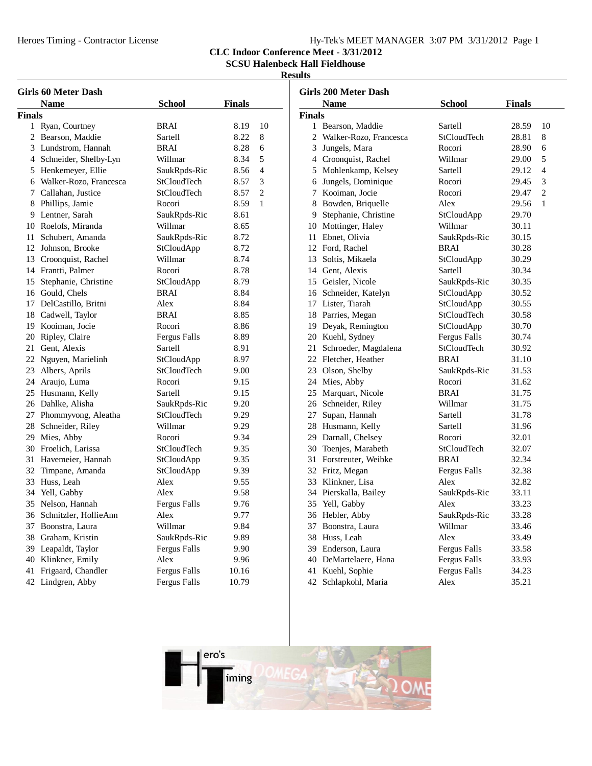CLC Indoor Conference Meet - 3/31/2012
SCSU Halenbeck Hall Fieldhouse
Results

## Girls 60 Meter Dash

**Finals**

| | Name | School | Finals | |
|---|---|---|---|---|
| 1 | Ryan, Courtney | BRAI | 8.19 | 10 |
| 2 | Bearson, Maddie | Sartell | 8.22 | 8 |
| 3 | Lundstrom, Hannah | BRAI | 8.28 | 6 |
| 4 | Schneider, Shelby-Lyn | Willmar | 8.34 | 5 |
| 5 | Henkemeyer, Ellie | SaukRpds-Ric | 8.56 | 4 |
| 6 | Walker-Rozo, Francesca | StCloudTech | 8.57 | 3 |
| 7 | Callahan, Justice | StCloudTech | 8.57 | 2 |
| 8 | Phillips, Jamie | Rocori | 8.59 | 1 |
| 9 | Lentner, Sarah | SaukRpds-Ric | 8.61 | |
| 10 | Roelofs, Miranda | Willmar | 8.65 | |
| 11 | Schubert, Amanda | SaukRpds-Ric | 8.72 | |
| 12 | Johnson, Brooke | StCloudApp | 8.72 | |
| 13 | Croonquist, Rachel | Willmar | 8.74 | |
| 14 | Frantti, Palmer | Rocori | 8.78 | |
| 15 | Stephanie, Christine | StCloudApp | 8.79 | |
| 16 | Gould, Chels | BRAI | 8.84 | |
| 17 | DelCastillo, Britni | Alex | 8.84 | |
| 18 | Cadwell, Taylor | BRAI | 8.85 | |
| 19 | Kooiman, Jocie | Rocori | 8.86 | |
| 20 | Ripley, Claire | Fergus Falls | 8.89 | |
| 21 | Gent, Alexis | Sartell | 8.91 | |
| 22 | Nguyen, Marielinh | StCloudApp | 8.97 | |
| 23 | Albers, Aprils | StCloudTech | 9.00 | |
| 24 | Araujo, Luma | Rocori | 9.15 | |
| 25 | Husmann, Kelly | Sartell | 9.15 | |
| 26 | Dahlke, Alisha | SaukRpds-Ric | 9.20 | |
| 27 | Phommyvong, Aleatha | StCloudTech | 9.29 | |
| 28 | Schneider, Riley | Willmar | 9.29 | |
| 29 | Mies, Abby | Rocori | 9.34 | |
| 30 | Froelich, Larissa | StCloudTech | 9.35 | |
| 31 | Havemeier, Hannah | StCloudApp | 9.35 | |
| 32 | Timpane, Amanda | StCloudApp | 9.39 | |
| 33 | Huss, Leah | Alex | 9.55 | |
| 34 | Yell, Gabby | Alex | 9.58 | |
| 35 | Nelson, Hannah | Fergus Falls | 9.76 | |
| 36 | Schnitzler, HollieAnn | Alex | 9.77 | |
| 37 | Boonstra, Laura | Willmar | 9.84 | |
| 38 | Graham, Kristin | SaukRpds-Ric | 9.89 | |
| 39 | Leapaldt, Taylor | Fergus Falls | 9.90 | |
| 40 | Klinkner, Emily | Alex | 9.96 | |
| 41 | Frigaard, Chandler | Fergus Falls | 10.16 | |
| 42 | Lindgren, Abby | Fergus Falls | 10.79 | |

## Girls 200 Meter Dash

**Finals**

| | Name | School | Finals | |
|---|---|---|---|---|
| 1 | Bearson, Maddie | Sartell | 28.59 | 10 |
| 2 | Walker-Rozo, Francesca | StCloudTech | 28.81 | 8 |
| 3 | Jungels, Mara | Rocori | 28.90 | 6 |
| 4 | Croonquist, Rachel | Willmar | 29.00 | 5 |
| 5 | Mohlenkamp, Kelsey | Sartell | 29.12 | 4 |
| 6 | Jungels, Dominique | Rocori | 29.45 | 3 |
| 7 | Kooiman, Jocie | Rocori | 29.47 | 2 |
| 8 | Bowden, Briquelle | Alex | 29.56 | 1 |
| 9 | Stephanie, Christine | StCloudApp | 29.70 | |
| 10 | Mottinger, Haley | Willmar | 30.11 | |
| 11 | Ebnet, Olivia | SaukRpds-Ric | 30.15 | |
| 12 | Ford, Rachel | BRAI | 30.28 | |
| 13 | Soltis, Mikaela | StCloudApp | 30.29 | |
| 14 | Gent, Alexis | Sartell | 30.34 | |
| 15 | Geisler, Nicole | SaukRpds-Ric | 30.35 | |
| 16 | Schneider, Katelyn | StCloudApp | 30.52 | |
| 17 | Lister, Tiarah | StCloudApp | 30.55 | |
| 18 | Parries, Megan | StCloudTech | 30.58 | |
| 19 | Deyak, Remington | StCloudApp | 30.70 | |
| 20 | Kuehl, Sydney | Fergus Falls | 30.74 | |
| 21 | Schroeder, Magdalena | StCloudTech | 30.92 | |
| 22 | Fletcher, Heather | BRAI | 31.10 | |
| 23 | Olson, Shelby | SaukRpds-Ric | 31.53 | |
| 24 | Mies, Abby | Rocori | 31.62 | |
| 25 | Marquart, Nicole | BRAI | 31.75 | |
| 26 | Schneider, Riley | Willmar | 31.75 | |
| 27 | Supan, Hannah | Sartell | 31.78 | |
| 28 | Husmann, Kelly | Sartell | 31.96 | |
| 29 | Darnall, Chelsey | Rocori | 32.01 | |
| 30 | Toenjes, Marabeth | StCloudTech | 32.07 | |
| 31 | Forstreuter, Weibke | BRAI | 32.34 | |
| 32 | Fritz, Megan | Fergus Falls | 32.38 | |
| 33 | Klinkner, Lisa | Alex | 32.82 | |
| 34 | Pierskalla, Bailey | SaukRpds-Ric | 33.11 | |
| 35 | Yell, Gabby | Alex | 33.23 | |
| 36 | Hebler, Abby | SaukRpds-Ric | 33.28 | |
| 37 | Boonstra, Laura | Willmar | 33.46 | |
| 38 | Huss, Leah | Alex | 33.49 | |
| 39 | Enderson, Laura | Fergus Falls | 33.58 | |
| 40 | DeMartelaere, Hana | Fergus Falls | 33.93 | |
| 41 | Kuehl, Sophie | Fergus Falls | 34.23 | |
| 42 | Schlapkohl, Maria | Alex | 35.21 | |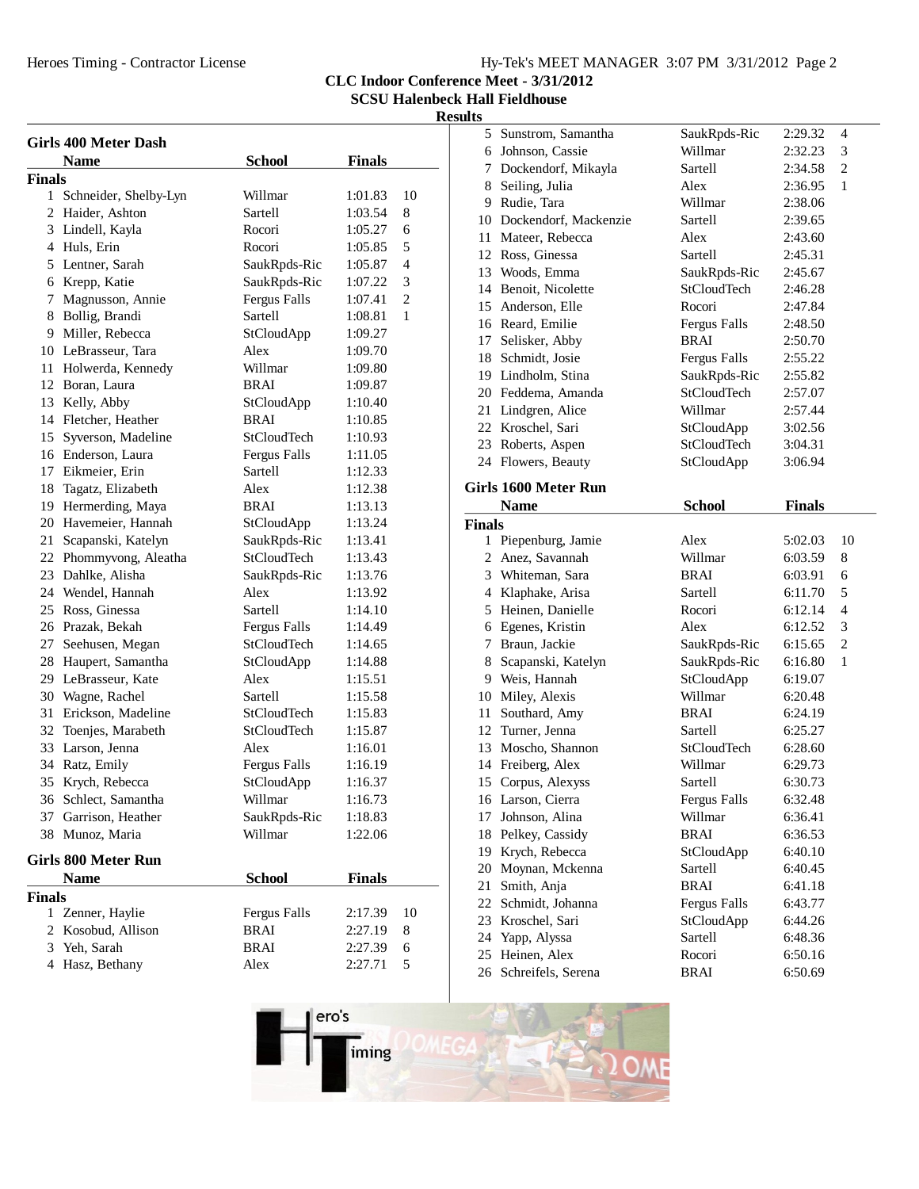CLC Indoor Conference Meet - 3/31/2012
SCSU Halenbeck Hall Fieldhouse
Results

## Girls 400 Meter Dash

**Finals**

| | Name | School | Finals | |
|---|---|---|---|---|
| 1 | Schneider, Shelby-Lyn | Willmar | 1:01.83 | 10 |
| 2 | Haider, Ashton | Sartell | 1:03.54 | 8 |
| 3 | Lindell, Kayla | Rocori | 1:05.27 | 6 |
| 4 | Huls, Erin | Rocori | 1:05.85 | 5 |
| 5 | Lentner, Sarah | SaukRpds-Ric | 1:05.87 | 4 |
| 6 | Krepp, Katie | SaukRpds-Ric | 1:07.22 | 3 |
| 7 | Magnusson, Annie | Fergus Falls | 1:07.41 | 2 |
| 8 | Bollig, Brandi | Sartell | 1:08.81 | 1 |
| 9 | Miller, Rebecca | StCloudApp | 1:09.27 | |
| 10 | LeBrasseur, Tara | Alex | 1:09.70 | |
| 11 | Holwerda, Kennedy | Willmar | 1:09.80 | |
| 12 | Boran, Laura | BRAI | 1:09.87 | |
| 13 | Kelly, Abby | StCloudApp | 1:10.40 | |
| 14 | Fletcher, Heather | BRAI | 1:10.85 | |
| 15 | Syverson, Madeline | StCloudTech | 1:10.93 | |
| 16 | Enderson, Laura | Fergus Falls | 1:11.05 | |
| 17 | Eikmeier, Erin | Sartell | 1:12.33 | |
| 18 | Tagatz, Elizabeth | Alex | 1:12.38 | |
| 19 | Hermerding, Maya | BRAI | 1:13.13 | |
| 20 | Havemeier, Hannah | StCloudApp | 1:13.24 | |
| 21 | Scapanski, Katelyn | SaukRpds-Ric | 1:13.41 | |
| 22 | Phommyvong, Aleatha | StCloudTech | 1:13.43 | |
| 23 | Dahlke, Alisha | SaukRpds-Ric | 1:13.76 | |
| 24 | Wendel, Hannah | Alex | 1:13.92 | |
| 25 | Ross, Ginessa | Sartell | 1:14.10 | |
| 26 | Prazak, Bekah | Fergus Falls | 1:14.49 | |
| 27 | Seehusen, Megan | StCloudTech | 1:14.65 | |
| 28 | Haupert, Samantha | StCloudApp | 1:14.88 | |
| 29 | LeBrasseur, Kate | Alex | 1:15.51 | |
| 30 | Wagne, Rachel | Sartell | 1:15.58 | |
| 31 | Erickson, Madeline | StCloudTech | 1:15.83 | |
| 32 | Toenjes, Marabeth | StCloudTech | 1:15.87 | |
| 33 | Larson, Jenna | Alex | 1:16.01 | |
| 34 | Ratz, Emily | Fergus Falls | 1:16.19 | |
| 35 | Krych, Rebecca | StCloudApp | 1:16.37 | |
| 36 | Schlect, Samantha | Willmar | 1:16.73 | |
| 37 | Garrison, Heather | SaukRpds-Ric | 1:18.83 | |
| 38 | Munoz, Maria | Willmar | 1:22.06 | |

## Girls 800 Meter Run

**Finals**

| | Name | School | Finals | |
|---|---|---|---|---|
| 1 | Zenner, Haylie | Fergus Falls | 2:17.39 | 10 |
| 2 | Kosobud, Allison | BRAI | 2:27.19 | 8 |
| 3 | Yeh, Sarah | BRAI | 2:27.39 | 6 |
| 4 | Hasz, Bethany | Alex | 2:27.71 | 5 |
| 5 | Sunstrom, Samantha | SaukRpds-Ric | 2:29.32 | 4 |
| 6 | Johnson, Cassie | Willmar | 2:32.23 | 3 |
| 7 | Dockendorf, Mikayla | Sartell | 2:34.58 | 2 |
| 8 | Seiling, Julia | Alex | 2:36.95 | 1 |
| 9 | Rudie, Tara | Willmar | 2:38.06 | |
| 10 | Dockendorf, Mackenzie | Sartell | 2:39.65 | |
| 11 | Mateer, Rebecca | Alex | 2:43.60 | |
| 12 | Ross, Ginessa | Sartell | 2:45.31 | |
| 13 | Woods, Emma | SaukRpds-Ric | 2:45.67 | |
| 14 | Benoit, Nicolette | StCloudTech | 2:46.28 | |
| 15 | Anderson, Elle | Rocori | 2:47.84 | |
| 16 | Reard, Emilie | Fergus Falls | 2:48.50 | |
| 17 | Selisker, Abby | BRAI | 2:50.70 | |
| 18 | Schmidt, Josie | Fergus Falls | 2:55.22 | |
| 19 | Lindholm, Stina | SaukRpds-Ric | 2:55.82 | |
| 20 | Feddema, Amanda | StCloudTech | 2:57.07 | |
| 21 | Lindgren, Alice | Willmar | 2:57.44 | |
| 22 | Kroschel, Sari | StCloudApp | 3:02.56 | |
| 23 | Roberts, Aspen | StCloudTech | 3:04.31 | |
| 24 | Flowers, Beauty | StCloudApp | 3:06.94 | |

## Girls 1600 Meter Run

**Finals**

| | Name | School | Finals | |
|---|---|---|---|---|
| 1 | Piepenburg, Jamie | Alex | 5:02.03 | 10 |
| 2 | Anez, Savannah | Willmar | 6:03.59 | 8 |
| 3 | Whiteman, Sara | BRAI | 6:03.91 | 6 |
| 4 | Klaphake, Arisa | Sartell | 6:11.70 | 5 |
| 5 | Heinen, Danielle | Rocori | 6:12.14 | 4 |
| 6 | Egenes, Kristin | Alex | 6:12.52 | 3 |
| 7 | Braun, Jackie | SaukRpds-Ric | 6:15.65 | 2 |
| 8 | Scapanski, Katelyn | SaukRpds-Ric | 6:16.80 | 1 |
| 9 | Weis, Hannah | StCloudApp | 6:19.07 | |
| 10 | Miley, Alexis | Willmar | 6:20.48 | |
| 11 | Southard, Amy | BRAI | 6:24.19 | |
| 12 | Turner, Jenna | Sartell | 6:25.27 | |
| 13 | Moscho, Shannon | StCloudTech | 6:28.60 | |
| 14 | Freiberg, Alex | Willmar | 6:29.73 | |
| 15 | Corpus, Alexyss | Sartell | 6:30.73 | |
| 16 | Larson, Cierra | Fergus Falls | 6:32.48 | |
| 17 | Johnson, Alina | Willmar | 6:36.41 | |
| 18 | Pelkey, Cassidy | BRAI | 6:36.53 | |
| 19 | Krych, Rebecca | StCloudApp | 6:40.10 | |
| 20 | Moynan, Mckenna | Sartell | 6:40.45 | |
| 21 | Smith, Anja | BRAI | 6:41.18 | |
| 22 | Schmidt, Johanna | Fergus Falls | 6:43.77 | |
| 23 | Kroschel, Sari | StCloudApp | 6:44.26 | |
| 24 | Yapp, Alyssa | Sartell | 6:48.36 | |
| 25 | Heinen, Alex | Rocori | 6:50.16 | |
| 26 | Schreifels, Serena | BRAI | 6:50.69 | |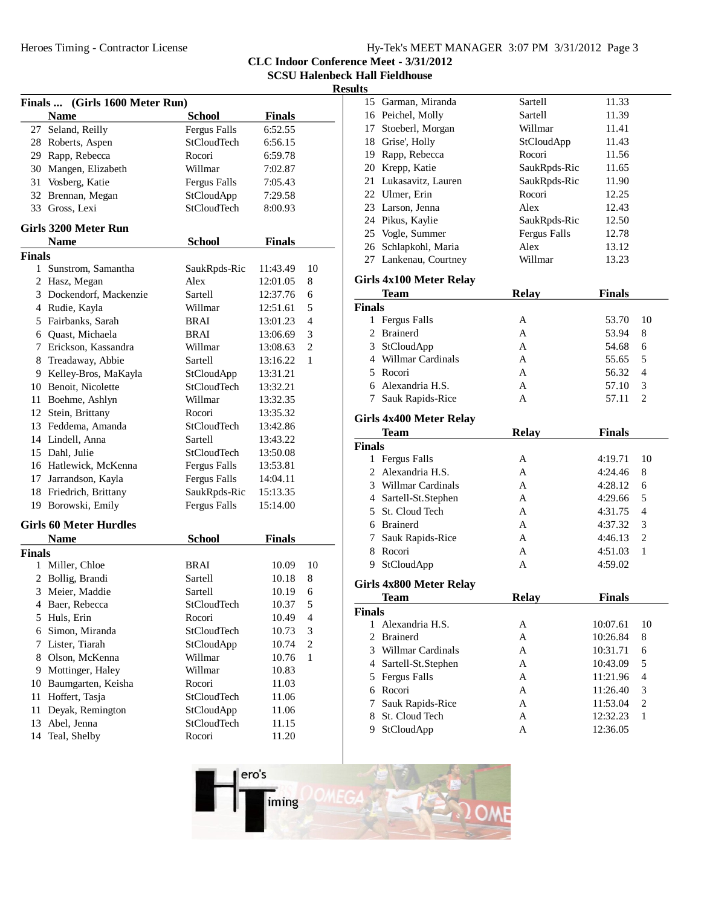## CLC Indoor Conference Meet - 3/31/2012
### SCSU Halenbeck Hall Fieldhouse
### Results

**Finals ... (Girls 1600 Meter Run)**

| | Name | School | Finals | |
|---|---|---|---|---|
| 27 | Seland, Reilly | Fergus Falls | 6:52.55 | |
| 28 | Roberts, Aspen | StCloudTech | 6:56.15 | |
| 29 | Rapp, Rebecca | Rocori | 6:59.78 | |
| 30 | Mangen, Elizabeth | Willmar | 7:02.87 | |
| 31 | Vosberg, Katie | Fergus Falls | 7:05.43 | |
| 32 | Brennan, Megan | StCloudApp | 7:29.58 | |
| 33 | Gross, Lexi | StCloudTech | 8:00.93 | |

### Girls 3200 Meter Run

**Finals**

| | Name | School | Finals | |
|---|---|---|---|---|
| 1 | Sunstrom, Samantha | SaukRpds-Ric | 11:43.49 | 10 |
| 2 | Hasz, Megan | Alex | 12:01.05 | 8 |
| 3 | Dockendorf, Mackenzie | Sartell | 12:37.76 | 6 |
| 4 | Rudie, Kayla | Willmar | 12:51.61 | 5 |
| 5 | Fairbanks, Sarah | BRAI | 13:01.23 | 4 |
| 6 | Quast, Michaela | BRAI | 13:06.69 | 3 |
| 7 | Erickson, Kassandra | Willmar | 13:08.63 | 2 |
| 8 | Treadaway, Abbie | Sartell | 13:16.22 | 1 |
| 9 | Kelley-Bros, MaKayla | StCloudApp | 13:31.21 | |
| 10 | Benoit, Nicolette | StCloudTech | 13:32.21 | |
| 11 | Boehme, Ashlyn | Willmar | 13:32.35 | |
| 12 | Stein, Brittany | Rocori | 13:35.32 | |
| 13 | Feddema, Amanda | StCloudTech | 13:42.86 | |
| 14 | Lindell, Anna | Sartell | 13:43.22 | |
| 15 | Dahl, Julie | StCloudTech | 13:50.08 | |
| 16 | Hatlewick, McKenna | Fergus Falls | 13:53.81 | |
| 17 | Jarrandson, Kayla | Fergus Falls | 14:04.11 | |
| 18 | Friedrich, Brittany | SaukRpds-Ric | 15:13.35 | |
| 19 | Borowski, Emily | Fergus Falls | 15:14.00 | |

### Girls 60 Meter Hurdles

**Finals**

| | Name | School | Finals | |
|---|---|---|---|---|
| 1 | Miller, Chloe | BRAI | 10.09 | 10 |
| 2 | Bollig, Brandi | Sartell | 10.18 | 8 |
| 3 | Meier, Maddie | Sartell | 10.19 | 6 |
| 4 | Baer, Rebecca | StCloudTech | 10.37 | 5 |
| 5 | Huls, Erin | Rocori | 10.49 | 4 |
| 6 | Simon, Miranda | StCloudTech | 10.73 | 3 |
| 7 | Lister, Tiarah | StCloudApp | 10.74 | 2 |
| 8 | Olson, McKenna | Willmar | 10.76 | 1 |
| 9 | Mottinger, Haley | Willmar | 10.83 | |
| 10 | Baumgarten, Keisha | Rocori | 11.03 | |
| 11 | Hoffert, Tasja | StCloudTech | 11.06 | |
| 11 | Deyak, Remington | StCloudApp | 11.06 | |
| 13 | Abel, Jenna | StCloudTech | 11.15 | |
| 14 | Teal, Shelby | Rocori | 11.20 | |
| 15 | Garman, Miranda | Sartell | 11.33 | |
| 16 | Peichel, Molly | Sartell | 11.39 | |
| 17 | Stoeberl, Morgan | Willmar | 11.41 | |
| 18 | Grise', Holly | StCloudApp | 11.43 | |
| 19 | Rapp, Rebecca | Rocori | 11.56 | |
| 20 | Krepp, Katie | SaukRpds-Ric | 11.65 | |
| 21 | Lukasavitz, Lauren | SaukRpds-Ric | 11.90 | |
| 22 | Ulmer, Erin | Rocori | 12.25 | |
| 23 | Larson, Jenna | Alex | 12.43 | |
| 24 | Pikus, Kaylie | SaukRpds-Ric | 12.50 | |
| 25 | Vogle, Summer | Fergus Falls | 12.78 | |
| 26 | Schlapkohl, Maria | Alex | 13.12 | |
| 27 | Lankenau, Courtney | Willmar | 13.23 | |

### Girls 4x100 Meter Relay

**Finals**

| | Team | Relay | Finals | |
|---|---|---|---|---|
| 1 | Fergus Falls | A | 53.70 | 10 |
| 2 | Brainerd | A | 53.94 | 8 |
| 3 | StCloudApp | A | 54.68 | 6 |
| 4 | Willmar Cardinals | A | 55.65 | 5 |
| 5 | Rocori | A | 56.32 | 4 |
| 6 | Alexandria H.S. | A | 57.10 | 3 |
| 7 | Sauk Rapids-Rice | A | 57.11 | 2 |

### Girls 4x400 Meter Relay

**Finals**

| | Team | Relay | Finals | |
|---|---|---|---|---|
| 1 | Fergus Falls | A | 4:19.71 | 10 |
| 2 | Alexandria H.S. | A | 4:24.46 | 8 |
| 3 | Willmar Cardinals | A | 4:28.12 | 6 |
| 4 | Sartell-St.Stephen | A | 4:29.66 | 5 |
| 5 | St. Cloud Tech | A | 4:31.75 | 4 |
| 6 | Brainerd | A | 4:37.32 | 3 |
| 7 | Sauk Rapids-Rice | A | 4:46.13 | 2 |
| 8 | Rocori | A | 4:51.03 | 1 |
| 9 | StCloudApp | A | 4:59.02 | |

### Girls 4x800 Meter Relay

**Finals**

| | Team | Relay | Finals | |
|---|---|---|---|---|
| 1 | Alexandria H.S. | A | 10:07.61 | 10 |
| 2 | Brainerd | A | 10:26.84 | 8 |
| 3 | Willmar Cardinals | A | 10:31.71 | 6 |
| 4 | Sartell-St.Stephen | A | 10:43.09 | 5 |
| 5 | Fergus Falls | A | 11:21.96 | 4 |
| 6 | Rocori | A | 11:26.40 | 3 |
| 7 | Sauk Rapids-Rice | A | 11:53.04 | 2 |
| 8 | St. Cloud Tech | A | 12:32.23 | 1 |
| 9 | StCloudApp | A | 12:36.05 | |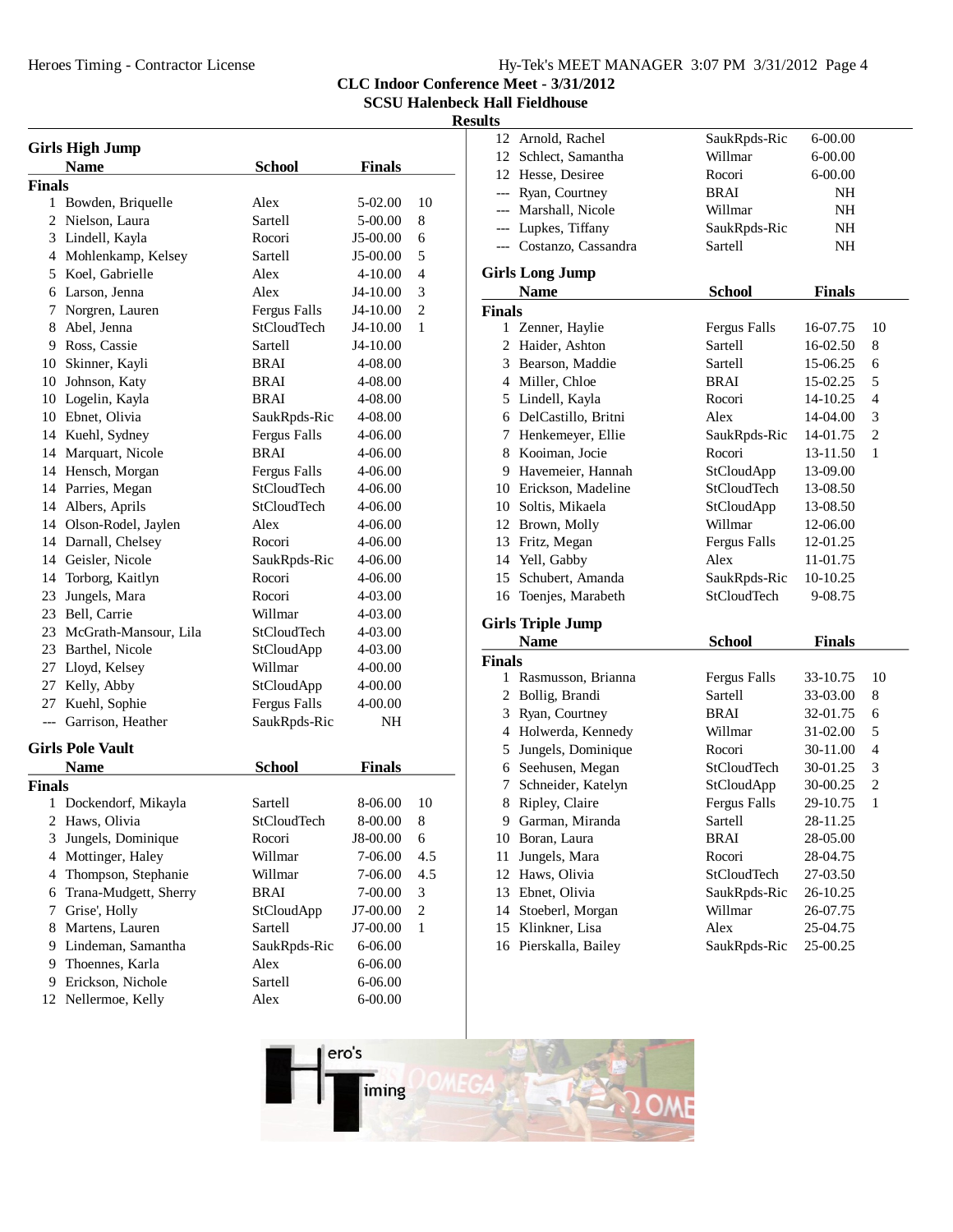# CLC Indoor Conference Meet - 3/31/2012

## SCSU Halenbeck Hall Fieldhouse

### Results

## Girls High Jump

| | Name | School | Finals | |
|---|---|---|---|---|
| **Finals** | | | | |
| 1 | Bowden, Briquelle | Alex | 5-02.00 | 10 |
| 2 | Nielson, Laura | Sartell | 5-00.00 | 8 |
| 3 | Lindell, Kayla | Rocori | J5-00.00 | 6 |
| 4 | Mohlenkamp, Kelsey | Sartell | J5-00.00 | 5 |
| 5 | Koel, Gabrielle | Alex | 4-10.00 | 4 |
| 6 | Larson, Jenna | Alex | J4-10.00 | 3 |
| 7 | Norgren, Lauren | Fergus Falls | J4-10.00 | 2 |
| 8 | Abel, Jenna | StCloudTech | J4-10.00 | 1 |
| 9 | Ross, Cassie | Sartell | J4-10.00 | |
| 10 | Skinner, Kayli | BRAI | 4-08.00 | |
| 10 | Johnson, Katy | BRAI | 4-08.00 | |
| 10 | Logelin, Kayla | BRAI | 4-08.00 | |
| 10 | Ebnet, Olivia | SaukRpds-Ric | 4-08.00 | |
| 14 | Kuehl, Sydney | Fergus Falls | 4-06.00 | |
| 14 | Marquart, Nicole | BRAI | 4-06.00 | |
| 14 | Hensch, Morgan | Fergus Falls | 4-06.00 | |
| 14 | Parries, Megan | StCloudTech | 4-06.00 | |
| 14 | Albers, Aprils | StCloudTech | 4-06.00 | |
| 14 | Olson-Rodel, Jaylen | Alex | 4-06.00 | |
| 14 | Darnall, Chelsey | Rocori | 4-06.00 | |
| 14 | Geisler, Nicole | SaukRpds-Ric | 4-06.00 | |
| 14 | Torborg, Kaitlyn | Rocori | 4-06.00 | |
| 23 | Jungels, Mara | Rocori | 4-03.00 | |
| 23 | Bell, Carrie | Willmar | 4-03.00 | |
| 23 | McGrath-Mansour, Lila | StCloudTech | 4-03.00 | |
| 23 | Barthel, Nicole | StCloudApp | 4-03.00 | |
| 27 | Lloyd, Kelsey | Willmar | 4-00.00 | |
| 27 | Kelly, Abby | StCloudApp | 4-00.00 | |
| 27 | Kuehl, Sophie | Fergus Falls | 4-00.00 | |
| --- | Garrison, Heather | SaukRpds-Ric | NH | |

## Girls Pole Vault

| | Name | School | Finals | |
|---|---|---|---|---|
| **Finals** | | | | |
| 1 | Dockendorf, Mikayla | Sartell | 8-06.00 | 10 |
| 2 | Haws, Olivia | StCloudTech | 8-00.00 | 8 |
| 3 | Jungels, Dominique | Rocori | J8-00.00 | 6 |
| 4 | Mottinger, Haley | Willmar | 7-06.00 | 4.5 |
| 4 | Thompson, Stephanie | Willmar | 7-06.00 | 4.5 |
| 6 | Trana-Mudgett, Sherry | BRAI | 7-00.00 | 3 |
| 7 | Grise', Holly | StCloudApp | J7-00.00 | 2 |
| 8 | Martens, Lauren | Sartell | J7-00.00 | 1 |
| 9 | Lindeman, Samantha | SaukRpds-Ric | 6-06.00 | |
| 9 | Thoennes, Karla | Alex | 6-06.00 | |
| 9 | Erickson, Nichole | Sartell | 6-06.00 | |
| 12 | Nellermoe, Kelly | Alex | 6-00.00 | |
| 12 | Arnold, Rachel | SaukRpds-Ric | 6-00.00 | |
| 12 | Schlect, Samantha | Willmar | 6-00.00 | |
| 12 | Hesse, Desiree | Rocori | 6-00.00 | |
| --- | Ryan, Courtney | BRAI | NH | |
| --- | Marshall, Nicole | Willmar | NH | |
| --- | Lupkes, Tiffany | SaukRpds-Ric | NH | |
| --- | Costanzo, Cassandra | Sartell | NH | |

## Girls Long Jump

| | Name | School | Finals | |
|---|---|---|---|---|
| **Finals** | | | | |
| 1 | Zenner, Haylie | Fergus Falls | 16-07.75 | 10 |
| 2 | Haider, Ashton | Sartell | 16-02.50 | 8 |
| 3 | Bearson, Maddie | Sartell | 15-06.25 | 6 |
| 4 | Miller, Chloe | BRAI | 15-02.25 | 5 |
| 5 | Lindell, Kayla | Rocori | 14-10.25 | 4 |
| 6 | DelCastillo, Britni | Alex | 14-04.00 | 3 |
| 7 | Henkemeyer, Ellie | SaukRpds-Ric | 14-01.75 | 2 |
| 8 | Kooiman, Jocie | Rocori | 13-11.50 | 1 |
| 9 | Havemeier, Hannah | StCloudApp | 13-09.00 | |
| 10 | Erickson, Madeline | StCloudTech | 13-08.50 | |
| 10 | Soltis, Mikaela | StCloudApp | 13-08.50 | |
| 12 | Brown, Molly | Willmar | 12-06.00 | |
| 13 | Fritz, Megan | Fergus Falls | 12-01.25 | |
| 14 | Yell, Gabby | Alex | 11-01.75 | |
| 15 | Schubert, Amanda | SaukRpds-Ric | 10-10.25 | |
| 16 | Toenjes, Marabeth | StCloudTech | 9-08.75 | |

## Girls Triple Jump

| | Name | School | Finals | |
|---|---|---|---|---|
| **Finals** | | | | |
| 1 | Rasmusson, Brianna | Fergus Falls | 33-10.75 | 10 |
| 2 | Bollig, Brandi | Sartell | 33-03.00 | 8 |
| 3 | Ryan, Courtney | BRAI | 32-01.75 | 6 |
| 4 | Holwerda, Kennedy | Willmar | 31-02.00 | 5 |
| 5 | Jungels, Dominique | Rocori | 30-11.00 | 4 |
| 6 | Seehusen, Megan | StCloudTech | 30-01.25 | 3 |
| 7 | Schneider, Katelyn | StCloudApp | 30-00.25 | 2 |
| 8 | Ripley, Claire | Fergus Falls | 29-10.75 | 1 |
| 9 | Garman, Miranda | Sartell | 28-11.25 | |
| 10 | Boran, Laura | BRAI | 28-05.00 | |
| 11 | Jungels, Mara | Rocori | 28-04.75 | |
| 12 | Haws, Olivia | StCloudTech | 27-03.50 | |
| 13 | Ebnet, Olivia | SaukRpds-Ric | 26-10.25 | |
| 14 | Stoeberl, Morgan | Willmar | 26-07.75 | |
| 15 | Klinkner, Lisa | Alex | 25-04.75 | |
| 16 | Pierskalla, Bailey | SaukRpds-Ric | 25-00.25 | |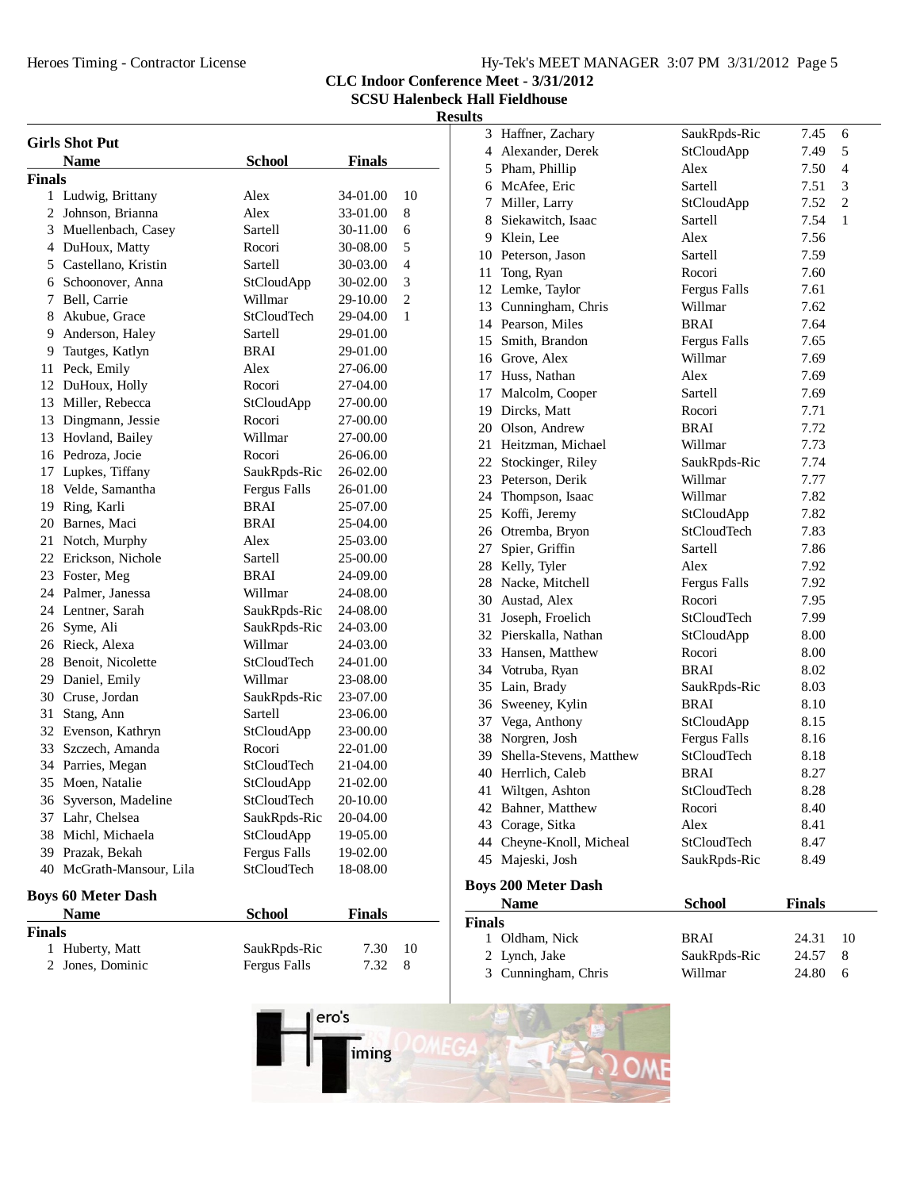## CLC Indoor Conference Meet - 3/31/2012
## SCSU Halenbeck Hall Fieldhouse
## Results

### Girls Shot Put

**Finals**

| | Name | School | Finals | |
|---|---|---|---|---|
| 1 | Ludwig, Brittany | Alex | 34-01.00 | 10 |
| 2 | Johnson, Brianna | Alex | 33-01.00 | 8 |
| 3 | Muellenbach, Casey | Sartell | 30-11.00 | 6 |
| 4 | DuHoux, Matty | Rocori | 30-08.00 | 5 |
| 5 | Castellano, Kristin | Sartell | 30-03.00 | 4 |
| 6 | Schoonover, Anna | StCloudApp | 30-02.00 | 3 |
| 7 | Bell, Carrie | Willmar | 29-10.00 | 2 |
| 8 | Akubue, Grace | StCloudTech | 29-04.00 | 1 |
| 9 | Anderson, Haley | Sartell | 29-01.00 | |
| 9 | Tautges, Katlyn | BRAI | 29-01.00 | |
| 11 | Peck, Emily | Alex | 27-06.00 | |
| 12 | DuHoux, Holly | Rocori | 27-04.00 | |
| 13 | Miller, Rebecca | StCloudApp | 27-00.00 | |
| 13 | Dingmann, Jessie | Rocori | 27-00.00 | |
| 13 | Hovland, Bailey | Willmar | 27-00.00 | |
| 16 | Pedroza, Jocie | Rocori | 26-06.00 | |
| 17 | Lupkes, Tiffany | SaukRpds-Ric | 26-02.00 | |
| 18 | Velde, Samantha | Fergus Falls | 26-01.00 | |
| 19 | Ring, Karli | BRAI | 25-07.00 | |
| 20 | Barnes, Maci | BRAI | 25-04.00 | |
| 21 | Notch, Murphy | Alex | 25-03.00 | |
| 22 | Erickson, Nichole | Sartell | 25-00.00 | |
| 23 | Foster, Meg | BRAI | 24-09.00 | |
| 24 | Palmer, Janessa | Willmar | 24-08.00 | |
| 24 | Lentner, Sarah | SaukRpds-Ric | 24-08.00 | |
| 26 | Syme, Ali | SaukRpds-Ric | 24-03.00 | |
| 26 | Rieck, Alexa | Willmar | 24-03.00 | |
| 28 | Benoit, Nicolette | StCloudTech | 24-01.00 | |
| 29 | Daniel, Emily | Willmar | 23-08.00 | |
| 30 | Cruse, Jordan | SaukRpds-Ric | 23-07.00 | |
| 31 | Stang, Ann | Sartell | 23-06.00 | |
| 32 | Evenson, Kathryn | StCloudApp | 23-00.00 | |
| 33 | Szczech, Amanda | Rocori | 22-01.00 | |
| 34 | Parries, Megan | StCloudTech | 21-04.00 | |
| 35 | Moen, Natalie | StCloudApp | 21-02.00 | |
| 36 | Syverson, Madeline | StCloudTech | 20-10.00 | |
| 37 | Lahr, Chelsea | SaukRpds-Ric | 20-04.00 | |
| 38 | Michl, Michaela | StCloudApp | 19-05.00 | |
| 39 | Prazak, Bekah | Fergus Falls | 19-02.00 | |
| 40 | McGrath-Mansour, Lila | StCloudTech | 18-08.00 | |

### Boys 60 Meter Dash

**Finals**

| | Name | School | Finals | |
|---|---|---|---|---|
| 1 | Huberty, Matt | SaukRpds-Ric | 7.30 | 10 |
| 2 | Jones, Dominic | Fergus Falls | 7.32 | 8 |
| 3 | Haffner, Zachary | SaukRpds-Ric | 7.45 | 6 |
| 4 | Alexander, Derek | StCloudApp | 7.49 | 5 |
| 5 | Pham, Phillip | Alex | 7.50 | 4 |
| 6 | McAfee, Eric | Sartell | 7.51 | 3 |
| 7 | Miller, Larry | StCloudApp | 7.52 | 2 |
| 8 | Siekawitch, Isaac | Sartell | 7.54 | 1 |
| 9 | Klein, Lee | Alex | 7.56 | |
| 10 | Peterson, Jason | Sartell | 7.59 | |
| 11 | Tong, Ryan | Rocori | 7.60 | |
| 12 | Lemke, Taylor | Fergus Falls | 7.61 | |
| 13 | Cunningham, Chris | Willmar | 7.62 | |
| 14 | Pearson, Miles | BRAI | 7.64 | |
| 15 | Smith, Brandon | Fergus Falls | 7.65 | |
| 16 | Grove, Alex | Willmar | 7.69 | |
| 17 | Huss, Nathan | Alex | 7.69 | |
| 17 | Malcolm, Cooper | Sartell | 7.69 | |
| 19 | Dircks, Matt | Rocori | 7.71 | |
| 20 | Olson, Andrew | BRAI | 7.72 | |
| 21 | Heitzman, Michael | Willmar | 7.73 | |
| 22 | Stockinger, Riley | SaukRpds-Ric | 7.74 | |
| 23 | Peterson, Derik | Willmar | 7.77 | |
| 24 | Thompson, Isaac | Willmar | 7.82 | |
| 25 | Koffi, Jeremy | StCloudApp | 7.82 | |
| 26 | Otremba, Bryon | StCloudTech | 7.83 | |
| 27 | Spier, Griffin | Sartell | 7.86 | |
| 28 | Kelly, Tyler | Alex | 7.92 | |
| 28 | Nacke, Mitchell | Fergus Falls | 7.92 | |
| 30 | Austad, Alex | Rocori | 7.95 | |
| 31 | Joseph, Froelich | StCloudTech | 7.99 | |
| 32 | Pierskalla, Nathan | StCloudApp | 8.00 | |
| 33 | Hansen, Matthew | Rocori | 8.00 | |
| 34 | Votruba, Ryan | BRAI | 8.02 | |
| 35 | Lain, Brady | SaukRpds-Ric | 8.03 | |
| 36 | Sweeney, Kylin | BRAI | 8.10 | |
| 37 | Vega, Anthony | StCloudApp | 8.15 | |
| 38 | Norgren, Josh | Fergus Falls | 8.16 | |
| 39 | Shella-Stevens, Matthew | StCloudTech | 8.18 | |
| 40 | Herrlich, Caleb | BRAI | 8.27 | |
| 41 | Wiltgen, Ashton | StCloudTech | 8.28 | |
| 42 | Bahner, Matthew | Rocori | 8.40 | |
| 43 | Corage, Sitka | Alex | 8.41 | |
| 44 | Cheyne-Knoll, Micheal | StCloudTech | 8.47 | |
| 45 | Majeski, Josh | SaukRpds-Ric | 8.49 | |

### Boys 200 Meter Dash

**Finals**

| | Name | School | Finals | |
|---|---|---|---|---|
| 1 | Oldham, Nick | BRAI | 24.31 | 10 |
| 2 | Lynch, Jake | SaukRpds-Ric | 24.57 | 8 |
| 3 | Cunningham, Chris | Willmar | 24.80 | 6 |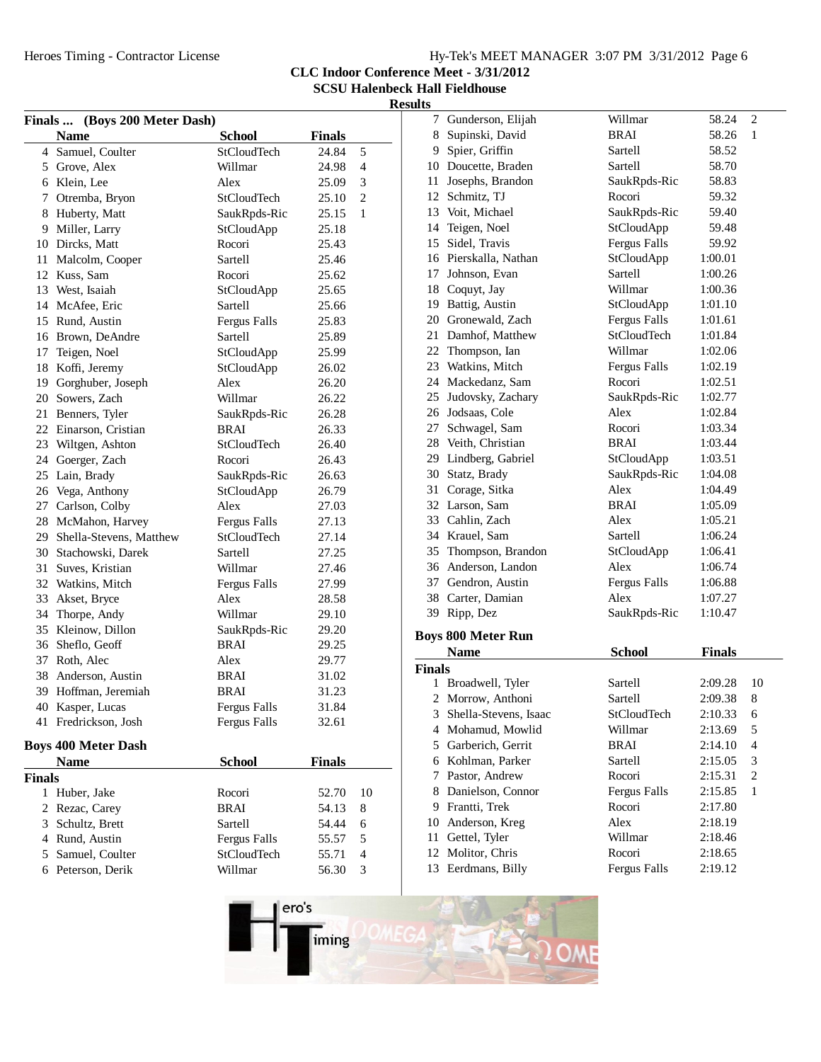# CLC Indoor Conference Meet - 3/31/2012
## SCSU Halenbeck Hall Fieldhouse
### Results

**Finals ... (Boys 200 Meter Dash)**

| | Name | School | Finals | |
|---|---|---|---|---|
| 4 | Samuel, Coulter | StCloudTech | 24.84 | 5 |
| 5 | Grove, Alex | Willmar | 24.98 | 4 |
| 6 | Klein, Lee | Alex | 25.09 | 3 |
| 7 | Otremba, Bryon | StCloudTech | 25.10 | 2 |
| 8 | Huberty, Matt | SaukRpds-Ric | 25.15 | 1 |
| 9 | Miller, Larry | StCloudApp | 25.18 | |
| 10 | Dircks, Matt | Rocori | 25.43 | |
| 11 | Malcolm, Cooper | Sartell | 25.46 | |
| 12 | Kuss, Sam | Rocori | 25.62 | |
| 13 | West, Isaiah | StCloudApp | 25.65 | |
| 14 | McAfee, Eric | Sartell | 25.66 | |
| 15 | Rund, Austin | Fergus Falls | 25.83 | |
| 16 | Brown, DeAndre | Sartell | 25.89 | |
| 17 | Teigen, Noel | StCloudApp | 25.99 | |
| 18 | Koffi, Jeremy | StCloudApp | 26.02 | |
| 19 | Gorghuber, Joseph | Alex | 26.20 | |
| 20 | Sowers, Zach | Willmar | 26.22 | |
| 21 | Benners, Tyler | SaukRpds-Ric | 26.28 | |
| 22 | Einarson, Cristian | BRAI | 26.33 | |
| 23 | Wiltgen, Ashton | StCloudTech | 26.40 | |
| 24 | Goerger, Zach | Rocori | 26.43 | |
| 25 | Lain, Brady | SaukRpds-Ric | 26.63 | |
| 26 | Vega, Anthony | StCloudApp | 26.79 | |
| 27 | Carlson, Colby | Alex | 27.03 | |
| 28 | McMahon, Harvey | Fergus Falls | 27.13 | |
| 29 | Shella-Stevens, Matthew | StCloudTech | 27.14 | |
| 30 | Stachowski, Darek | Sartell | 27.25 | |
| 31 | Suves, Kristian | Willmar | 27.46 | |
| 32 | Watkins, Mitch | Fergus Falls | 27.99 | |
| 33 | Akset, Bryce | Alex | 28.58 | |
| 34 | Thorpe, Andy | Willmar | 29.10 | |
| 35 | Kleinow, Dillon | SaukRpds-Ric | 29.20 | |
| 36 | Sheflo, Geoff | BRAI | 29.25 | |
| 37 | Roth, Alec | Alex | 29.77 | |
| 38 | Anderson, Austin | BRAI | 31.02 | |
| 39 | Hoffman, Jeremiah | BRAI | 31.23 | |
| 40 | Kasper, Lucas | Fergus Falls | 31.84 | |
| 41 | Fredrickson, Josh | Fergus Falls | 32.61 | |

**Boys 400 Meter Dash**

| | Name | School | Finals | |
|---|---|---|---|---|
| **Finals** | | | | |
| 1 | Huber, Jake | Rocori | 52.70 | 10 |
| 2 | Rezac, Carey | BRAI | 54.13 | 8 |
| 3 | Schultz, Brett | Sartell | 54.44 | 6 |
| 4 | Rund, Austin | Fergus Falls | 55.57 | 5 |
| 5 | Samuel, Coulter | StCloudTech | 55.71 | 4 |
| 6 | Peterson, Derik | Willmar | 56.30 | 3 |
| 7 | Gunderson, Elijah | Willmar | 58.24 | 2 |
| 8 | Supinski, David | BRAI | 58.26 | 1 |
| 9 | Spier, Griffin | Sartell | 58.52 | |
| 10 | Doucette, Braden | Sartell | 58.70 | |
| 11 | Josephs, Brandon | SaukRpds-Ric | 58.83 | |
| 12 | Schmitz, TJ | Rocori | 59.32 | |
| 13 | Voit, Michael | SaukRpds-Ric | 59.40 | |
| 14 | Teigen, Noel | StCloudApp | 59.48 | |
| 15 | Sidel, Travis | Fergus Falls | 59.92 | |
| 16 | Pierskalla, Nathan | StCloudApp | 1:00.01 | |
| 17 | Johnson, Evan | Sartell | 1:00.26 | |
| 18 | Coquyt, Jay | Willmar | 1:00.36 | |
| 19 | Battig, Austin | StCloudApp | 1:01.10 | |
| 20 | Gronewald, Zach | Fergus Falls | 1:01.61 | |
| 21 | Damhof, Matthew | StCloudTech | 1:01.84 | |
| 22 | Thompson, Ian | Willmar | 1:02.06 | |
| 23 | Watkins, Mitch | Fergus Falls | 1:02.19 | |
| 24 | Mackedanz, Sam | Rocori | 1:02.51 | |
| 25 | Judovsky, Zachary | SaukRpds-Ric | 1:02.77 | |
| 26 | Jodsaas, Cole | Alex | 1:02.84 | |
| 27 | Schwagel, Sam | Rocori | 1:03.34 | |
| 28 | Veith, Christian | BRAI | 1:03.44 | |
| 29 | Lindberg, Gabriel | StCloudApp | 1:03.51 | |
| 30 | Statz, Brady | SaukRpds-Ric | 1:04.08 | |
| 31 | Corage, Sitka | Alex | 1:04.49 | |
| 32 | Larson, Sam | BRAI | 1:05.09 | |
| 33 | Cahlin, Zach | Alex | 1:05.21 | |
| 34 | Krauel, Sam | Sartell | 1:06.24 | |
| 35 | Thompson, Brandon | StCloudApp | 1:06.41 | |
| 36 | Anderson, Landon | Alex | 1:06.74 | |
| 37 | Gendron, Austin | Fergus Falls | 1:06.88 | |
| 38 | Carter, Damian | Alex | 1:07.27 | |
| 39 | Ripp, Dez | SaukRpds-Ric | 1:10.47 | |

**Boys 800 Meter Run**

| | Name | School | Finals | |
|---|---|---|---|---|
| **Finals** | | | | |
| 1 | Broadwell, Tyler | Sartell | 2:09.28 | 10 |
| 2 | Morrow, Anthoni | Sartell | 2:09.38 | 8 |
| 3 | Shella-Stevens, Isaac | StCloudTech | 2:10.33 | 6 |
| 4 | Mohamud, Mowlid | Willmar | 2:13.69 | 5 |
| 5 | Garberich, Gerrit | BRAI | 2:14.10 | 4 |
| 6 | Kohlman, Parker | Sartell | 2:15.05 | 3 |
| 7 | Pastor, Andrew | Rocori | 2:15.31 | 2 |
| 8 | Danielson, Connor | Fergus Falls | 2:15.85 | 1 |
| 9 | Frantti, Trek | Rocori | 2:17.80 | |
| 10 | Anderson, Kreg | Alex | 2:18.19 | |
| 11 | Gettel, Tyler | Willmar | 2:18.46 | |
| 12 | Molitor, Chris | Rocori | 2:18.65 | |
| 13 | Eerdmans, Billy | Fergus Falls | 2:19.12 | |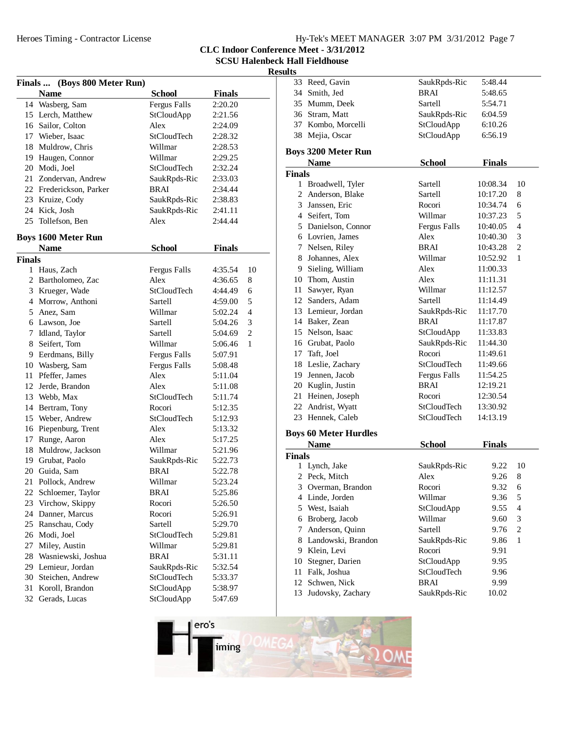## CLC Indoor Conference Meet - 3/31/2012
### SCSU Halenbeck Hall Fieldhouse
### Results

**Finals ... (Boys 800 Meter Run)**

| | Name | School | Finals |
|---|---|---|---|
| 14 | Wasberg, Sam | Fergus Falls | 2:20.20 |
| 15 | Lerch, Matthew | StCloudApp | 2:21.56 |
| 16 | Sailor, Colton | Alex | 2:24.09 |
| 17 | Wieber, Isaac | StCloudTech | 2:28.32 |
| 18 | Muldrow, Chris | Willmar | 2:28.53 |
| 19 | Haugen, Connor | Willmar | 2:29.25 |
| 20 | Modi, Joel | StCloudTech | 2:32.24 |
| 21 | Zondervan, Andrew | SaukRpds-Ric | 2:33.03 |
| 22 | Frederickson, Parker | BRAI | 2:34.44 |
| 23 | Kruize, Cody | SaukRpds-Ric | 2:38.83 |
| 24 | Kick, Josh | SaukRpds-Ric | 2:41.11 |
| 25 | Tollefson, Ben | Alex | 2:44.44 |

**Boys 1600 Meter Run**

**Finals**

| | Name | School | Finals | |
|---|---|---|---|---|
| 1 | Haus, Zach | Fergus Falls | 4:35.54 | 10 |
| 2 | Bartholomeo, Zac | Alex | 4:36.65 | 8 |
| 3 | Krueger, Wade | StCloudTech | 4:44.49 | 6 |
| 4 | Morrow, Anthoni | Sartell | 4:59.00 | 5 |
| 5 | Anez, Sam | Willmar | 5:02.24 | 4 |
| 6 | Lawson, Joe | Sartell | 5:04.26 | 3 |
| 7 | Idland, Taylor | Sartell | 5:04.69 | 2 |
| 8 | Seifert, Tom | Willmar | 5:06.46 | 1 |
| 9 | Eerdmans, Billy | Fergus Falls | 5:07.91 | |
| 10 | Wasberg, Sam | Fergus Falls | 5:08.48 | |
| 11 | Pfeffer, James | Alex | 5:11.04 | |
| 12 | Jerde, Brandon | Alex | 5:11.08 | |
| 13 | Webb, Max | StCloudTech | 5:11.74 | |
| 14 | Bertram, Tony | Rocori | 5:12.35 | |
| 15 | Weber, Andrew | StCloudTech | 5:12.93 | |
| 16 | Piepenburg, Trent | Alex | 5:13.32 | |
| 17 | Runge, Aaron | Alex | 5:17.25 | |
| 18 | Muldrow, Jackson | Willmar | 5:21.96 | |
| 19 | Grubat, Paolo | SaukRpds-Ric | 5:22.73 | |
| 20 | Guida, Sam | BRAI | 5:22.78 | |
| 21 | Pollock, Andrew | Willmar | 5:23.24 | |
| 22 | Schloemer, Taylor | BRAI | 5:25.86 | |
| 23 | Virchow, Skippy | Rocori | 5:26.50 | |
| 24 | Danner, Marcus | Rocori | 5:26.91 | |
| 25 | Ranschau, Cody | Sartell | 5:29.70 | |
| 26 | Modi, Joel | StCloudTech | 5:29.81 | |
| 27 | Miley, Austin | Willmar | 5:29.81 | |
| 28 | Wasniewski, Joshua | BRAI | 5:31.11 | |
| 29 | Lemieur, Jordan | SaukRpds-Ric | 5:32.54 | |
| 30 | Steichen, Andrew | StCloudTech | 5:33.37 | |
| 31 | Koroll, Brandon | StCloudApp | 5:38.97 | |
| 32 | Gerads, Lucas | StCloudApp | 5:47.69 | |
| 33 | Reed, Gavin | SaukRpds-Ric | 5:48.44 | |
| 34 | Smith, Jed | BRAI | 5:48.65 | |
| 35 | Mumm, Deek | Sartell | 5:54.71 | |
| 36 | Stram, Matt | SaukRpds-Ric | 6:04.59 | |
| 37 | Kombo, Morcelli | StCloudApp | 6:10.26 | |
| 38 | Mejia, Oscar | StCloudApp | 6:56.19 | |

**Boys 3200 Meter Run**

**Finals**

| | Name | School | Finals | |
|---|---|---|---|---|
| 1 | Broadwell, Tyler | Sartell | 10:08.34 | 10 |
| 2 | Anderson, Blake | Sartell | 10:17.20 | 8 |
| 3 | Janssen, Eric | Rocori | 10:34.74 | 6 |
| 4 | Seifert, Tom | Willmar | 10:37.23 | 5 |
| 5 | Danielson, Connor | Fergus Falls | 10:40.05 | 4 |
| 6 | Lovrien, James | Alex | 10:40.30 | 3 |
| 7 | Nelsen, Riley | BRAI | 10:43.28 | 2 |
| 8 | Johannes, Alex | Willmar | 10:52.92 | 1 |
| 9 | Sieling, William | Alex | 11:00.33 | |
| 10 | Thom, Austin | Alex | 11:11.31 | |
| 11 | Sawyer, Ryan | Willmar | 11:12.57 | |
| 12 | Sanders, Adam | Sartell | 11:14.49 | |
| 13 | Lemieur, Jordan | SaukRpds-Ric | 11:17.70 | |
| 14 | Baker, Zean | BRAI | 11:17.87 | |
| 15 | Nelson, Isaac | StCloudApp | 11:33.83 | |
| 16 | Grubat, Paolo | SaukRpds-Ric | 11:44.30 | |
| 17 | Taft, Joel | Rocori | 11:49.61 | |
| 18 | Leslie, Zachary | StCloudTech | 11:49.66 | |
| 19 | Jennen, Jacob | Fergus Falls | 11:54.25 | |
| 20 | Kuglin, Justin | BRAI | 12:19.21 | |
| 21 | Heinen, Joseph | Rocori | 12:30.54 | |
| 22 | Andrist, Wyatt | StCloudTech | 13:30.92 | |
| 23 | Hennek, Caleb | StCloudTech | 14:13.19 | |

**Boys 60 Meter Hurdles**

**Finals**

| | Name | School | Finals | |
|---|---|---|---|---|
| 1 | Lynch, Jake | SaukRpds-Ric | 9.22 | 10 |
| 2 | Peck, Mitch | Alex | 9.26 | 8 |
| 3 | Overman, Brandon | Rocori | 9.32 | 6 |
| 4 | Linde, Jorden | Willmar | 9.36 | 5 |
| 5 | West, Isaiah | StCloudApp | 9.55 | 4 |
| 6 | Broberg, Jacob | Willmar | 9.60 | 3 |
| 7 | Anderson, Quinn | Sartell | 9.76 | 2 |
| 8 | Landowski, Brandon | SaukRpds-Ric | 9.86 | 1 |
| 9 | Klein, Levi | Rocori | 9.91 | |
| 10 | Stegner, Darien | StCloudApp | 9.95 | |
| 11 | Falk, Joshua | StCloudTech | 9.96 | |
| 12 | Schwen, Nick | BRAI | 9.99 | |
| 13 | Judovsky, Zachary | SaukRpds-Ric | 10.02 | |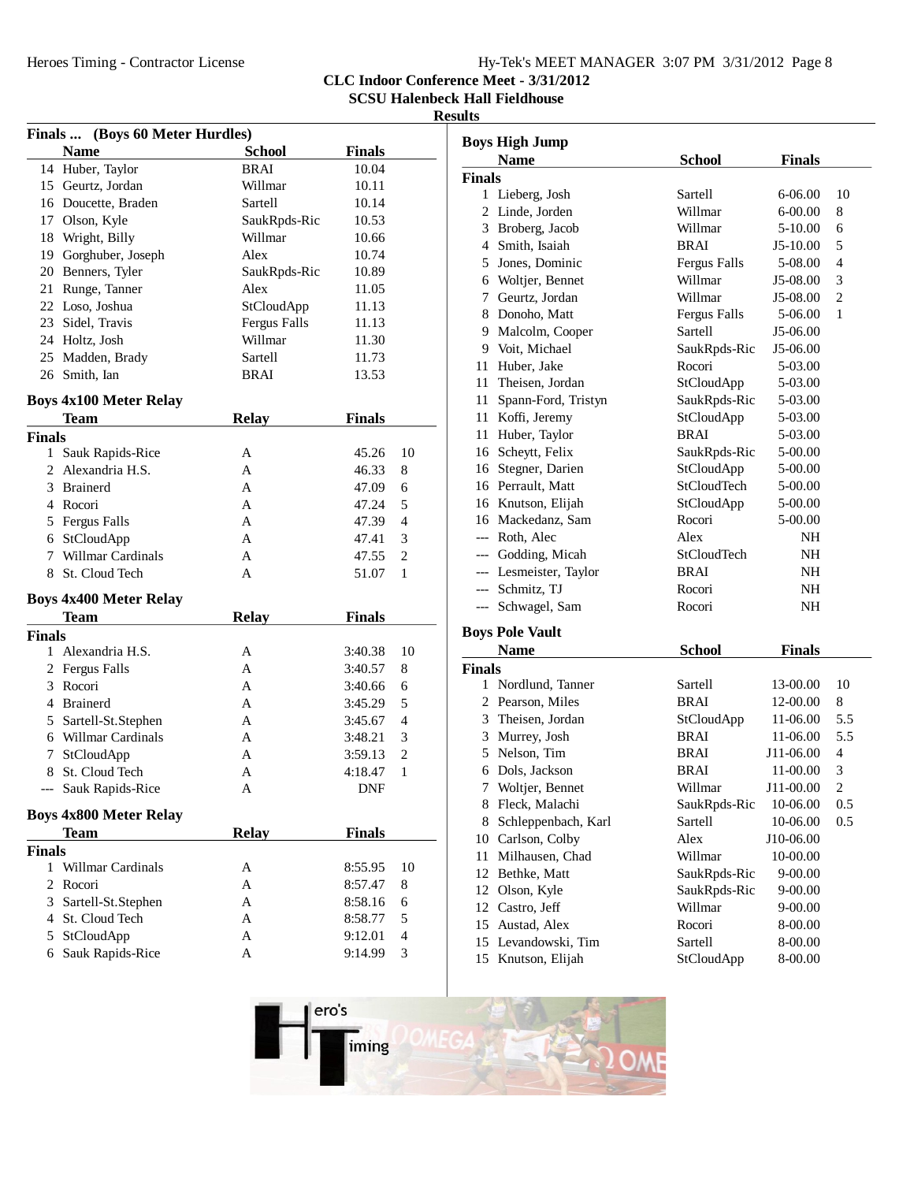## CLC Indoor Conference Meet - 3/31/2012

### SCSU Halenbeck Hall Fieldhouse

### Results

**Finals ... (Boys 60 Meter Hurdles)**

| | Name | School | Finals |
|---|---|---|---|
| 14 | Huber, Taylor | BRAI | 10.04 |
| 15 | Geurtz, Jordan | Willmar | 10.11 |
| 16 | Doucette, Braden | Sartell | 10.14 |
| 17 | Olson, Kyle | SaukRpds-Ric | 10.53 |
| 18 | Wright, Billy | Willmar | 10.66 |
| 19 | Gorghuber, Joseph | Alex | 10.74 |
| 20 | Benners, Tyler | SaukRpds-Ric | 10.89 |
| 21 | Runge, Tanner | Alex | 11.05 |
| 22 | Loso, Joshua | StCloudApp | 11.13 |
| 23 | Sidel, Travis | Fergus Falls | 11.13 |
| 24 | Holtz, Josh | Willmar | 11.30 |
| 25 | Madden, Brady | Sartell | 11.73 |
| 26 | Smith, Ian | BRAI | 13.53 |

**Boys 4x100 Meter Relay**

| | Team | Relay | Finals | |
|---|---|---|---|---|
| **Finals** | | | | |
| 1 | Sauk Rapids-Rice | A | 45.26 | 10 |
| 2 | Alexandria H.S. | A | 46.33 | 8 |
| 3 | Brainerd | A | 47.09 | 6 |
| 4 | Rocori | A | 47.24 | 5 |
| 5 | Fergus Falls | A | 47.39 | 4 |
| 6 | StCloudApp | A | 47.41 | 3 |
| 7 | Willmar Cardinals | A | 47.55 | 2 |
| 8 | St. Cloud Tech | A | 51.07 | 1 |

**Boys 4x400 Meter Relay**

| | Team | Relay | Finals | |
|---|---|---|---|---|
| **Finals** | | | | |
| 1 | Alexandria H.S. | A | 3:40.38 | 10 |
| 2 | Fergus Falls | A | 3:40.57 | 8 |
| 3 | Rocori | A | 3:40.66 | 6 |
| 4 | Brainerd | A | 3:45.29 | 5 |
| 5 | Sartell-St.Stephen | A | 3:45.67 | 4 |
| 6 | Willmar Cardinals | A | 3:48.21 | 3 |
| 7 | StCloudApp | A | 3:59.13 | 2 |
| 8 | St. Cloud Tech | A | 4:18.47 | 1 |
| --- | Sauk Rapids-Rice | A | DNF | |

**Boys 4x800 Meter Relay**

| | Team | Relay | Finals | |
|---|---|---|---|---|
| **Finals** | | | | |
| 1 | Willmar Cardinals | A | 8:55.95 | 10 |
| 2 | Rocori | A | 8:57.47 | 8 |
| 3 | Sartell-St.Stephen | A | 8:58.16 | 6 |
| 4 | St. Cloud Tech | A | 8:58.77 | 5 |
| 5 | StCloudApp | A | 9:12.01 | 4 |
| 6 | Sauk Rapids-Rice | A | 9:14.99 | 3 |

**Boys High Jump**

| | Name | School | Finals | |
|---|---|---|---|---|
| **Finals** | | | | |
| 1 | Lieberg, Josh | Sartell | 6-06.00 | 10 |
| 2 | Linde, Jorden | Willmar | 6-00.00 | 8 |
| 3 | Broberg, Jacob | Willmar | 5-10.00 | 6 |
| 4 | Smith, Isaiah | BRAI | J5-10.00 | 5 |
| 5 | Jones, Dominic | Fergus Falls | 5-08.00 | 4 |
| 6 | Woltjer, Bennet | Willmar | J5-08.00 | 3 |
| 7 | Geurtz, Jordan | Willmar | J5-08.00 | 2 |
| 8 | Donoho, Matt | Fergus Falls | 5-06.00 | 1 |
| 9 | Malcolm, Cooper | Sartell | J5-06.00 | |
| 9 | Voit, Michael | SaukRpds-Ric | J5-06.00 | |
| 11 | Huber, Jake | Rocori | 5-03.00 | |
| 11 | Theisen, Jordan | StCloudApp | 5-03.00 | |
| 11 | Spann-Ford, Tristyn | SaukRpds-Ric | 5-03.00 | |
| 11 | Koffi, Jeremy | StCloudApp | 5-03.00 | |
| 11 | Huber, Taylor | BRAI | 5-03.00 | |
| 16 | Scheytt, Felix | SaukRpds-Ric | 5-00.00 | |
| 16 | Stegner, Darien | StCloudApp | 5-00.00 | |
| 16 | Perrault, Matt | StCloudTech | 5-00.00 | |
| 16 | Knutson, Elijah | StCloudApp | 5-00.00 | |
| 16 | Mackedanz, Sam | Rocori | 5-00.00 | |
| --- | Roth, Alec | Alex | NH | |
| --- | Godding, Micah | StCloudTech | NH | |
| --- | Lesmeister, Taylor | BRAI | NH | |
| --- | Schmitz, TJ | Rocori | NH | |
| --- | Schwagel, Sam | Rocori | NH | |

**Boys Pole Vault**

| | Name | School | Finals | |
|---|---|---|---|---|
| **Finals** | | | | |
| 1 | Nordlund, Tanner | Sartell | 13-00.00 | 10 |
| 2 | Pearson, Miles | BRAI | 12-00.00 | 8 |
| 3 | Theisen, Jordan | StCloudApp | 11-06.00 | 5.5 |
| 3 | Murrey, Josh | BRAI | 11-06.00 | 5.5 |
| 5 | Nelson, Tim | BRAI | J11-06.00 | 4 |
| 6 | Dols, Jackson | BRAI | 11-00.00 | 3 |
| 7 | Woltjer, Bennet | Willmar | J11-00.00 | 2 |
| 8 | Fleck, Malachi | SaukRpds-Ric | 10-06.00 | 0.5 |
| 8 | Schleppenbach, Karl | Sartell | 10-06.00 | 0.5 |
| 10 | Carlson, Colby | Alex | J10-06.00 | |
| 11 | Milhausen, Chad | Willmar | 10-00.00 | |
| 12 | Bethke, Matt | SaukRpds-Ric | 9-00.00 | |
| 12 | Olson, Kyle | SaukRpds-Ric | 9-00.00 | |
| 12 | Castro, Jeff | Willmar | 9-00.00 | |
| 15 | Austad, Alex | Rocori | 8-00.00 | |
| 15 | Levandowski, Tim | Sartell | 8-00.00 | |
| 15 | Knutson, Elijah | StCloudApp | 8-00.00 | |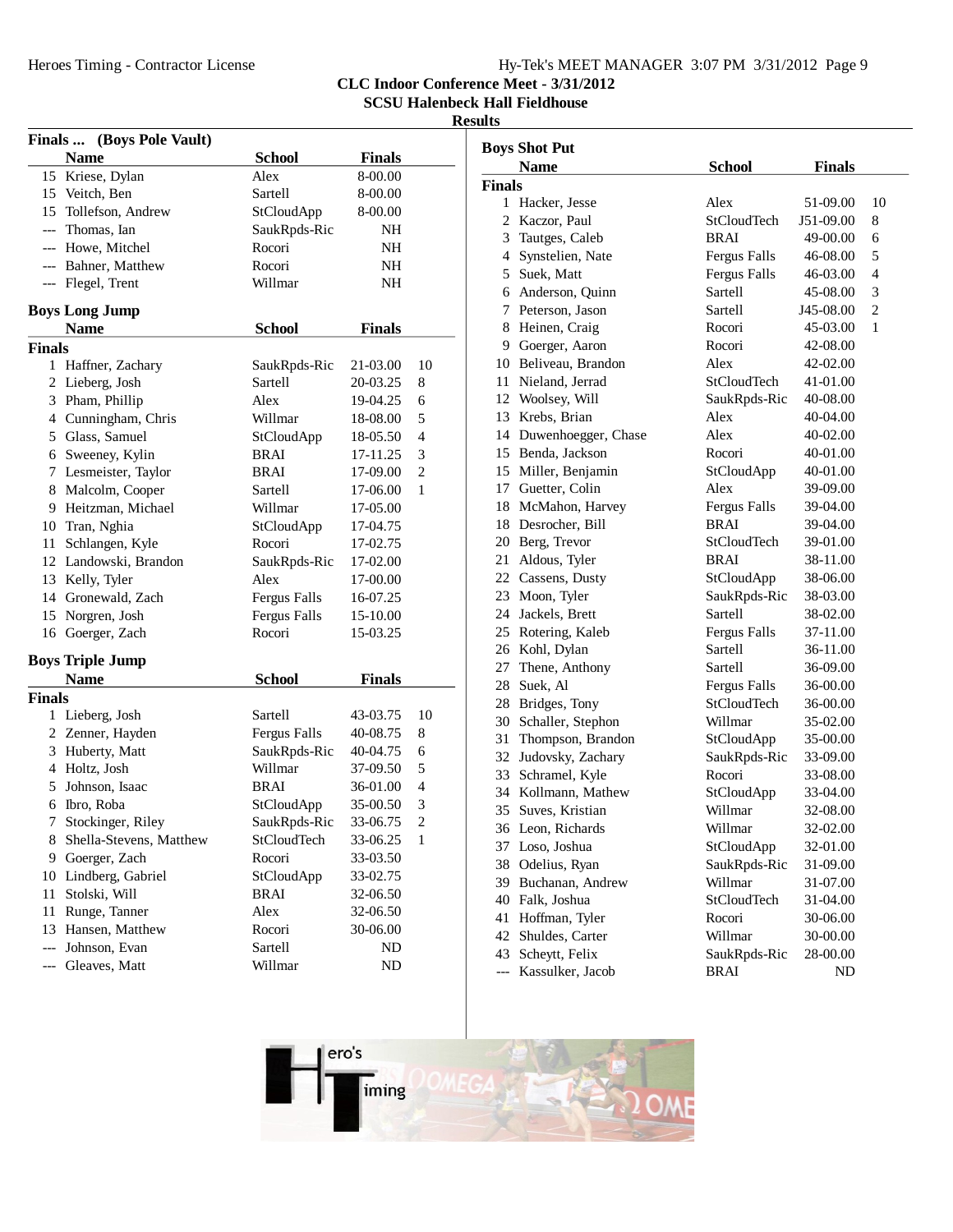# CLC Indoor Conference Meet - 3/31/2012
## SCSU Halenbeck Hall Fieldhouse
### Results

**Finals ... (Boys Pole Vault)**

| | Name | School | Finals |
|---|---|---|---|
| 15 | Kriese, Dylan | Alex | 8-00.00 |
| 15 | Veitch, Ben | Sartell | 8-00.00 |
| 15 | Tollefson, Andrew | StCloudApp | 8-00.00 |
| --- | Thomas, Ian | SaukRpds-Ric | NH |
| --- | Howe, Mitchel | Rocori | NH |
| --- | Bahner, Matthew | Rocori | NH |
| --- | Flegel, Trent | Willmar | NH |

**Boys Long Jump**

**Finals**

| | Name | School | Finals | |
|---|---|---|---|---|
| 1 | Haffner, Zachary | SaukRpds-Ric | 21-03.00 | 10 |
| 2 | Lieberg, Josh | Sartell | 20-03.25 | 8 |
| 3 | Pham, Phillip | Alex | 19-04.25 | 6 |
| 4 | Cunningham, Chris | Willmar | 18-08.00 | 5 |
| 5 | Glass, Samuel | StCloudApp | 18-05.50 | 4 |
| 6 | Sweeney, Kylin | BRAI | 17-11.25 | 3 |
| 7 | Lesmeister, Taylor | BRAI | 17-09.00 | 2 |
| 8 | Malcolm, Cooper | Sartell | 17-06.00 | 1 |
| 9 | Heitzman, Michael | Willmar | 17-05.00 | |
| 10 | Tran, Nghia | StCloudApp | 17-04.75 | |
| 11 | Schlangen, Kyle | Rocori | 17-02.75 | |
| 12 | Landowski, Brandon | SaukRpds-Ric | 17-02.00 | |
| 13 | Kelly, Tyler | Alex | 17-00.00 | |
| 14 | Gronewald, Zach | Fergus Falls | 16-07.25 | |
| 15 | Norgren, Josh | Fergus Falls | 15-10.00 | |
| 16 | Goerger, Zach | Rocori | 15-03.25 | |

**Boys Triple Jump**

**Finals**

| | Name | School | Finals | |
|---|---|---|---|---|
| 1 | Lieberg, Josh | Sartell | 43-03.75 | 10 |
| 2 | Zenner, Hayden | Fergus Falls | 40-08.75 | 8 |
| 3 | Huberty, Matt | SaukRpds-Ric | 40-04.75 | 6 |
| 4 | Holtz, Josh | Willmar | 37-09.50 | 5 |
| 5 | Johnson, Isaac | BRAI | 36-01.00 | 4 |
| 6 | Ibro, Roba | StCloudApp | 35-00.50 | 3 |
| 7 | Stockinger, Riley | SaukRpds-Ric | 33-06.75 | 2 |
| 8 | Shella-Stevens, Matthew | StCloudTech | 33-06.25 | 1 |
| 9 | Goerger, Zach | Rocori | 33-03.50 | |
| 10 | Lindberg, Gabriel | StCloudApp | 33-02.75 | |
| 11 | Stolski, Will | BRAI | 32-06.50 | |
| 11 | Runge, Tanner | Alex | 32-06.50 | |
| 13 | Hansen, Matthew | Rocori | 30-06.00 | |
| --- | Johnson, Evan | Sartell | ND | |
| --- | Gleaves, Matt | Willmar | ND | |

**Boys Shot Put**

**Finals**

| | Name | School | Finals | |
|---|---|---|---|---|
| 1 | Hacker, Jesse | Alex | 51-09.00 | 10 |
| 2 | Kaczor, Paul | StCloudTech | J51-09.00 | 8 |
| 3 | Tautges, Caleb | BRAI | 49-00.00 | 6 |
| 4 | Synstelien, Nate | Fergus Falls | 46-08.00 | 5 |
| 5 | Suek, Matt | Fergus Falls | 46-03.00 | 4 |
| 6 | Anderson, Quinn | Sartell | 45-08.00 | 3 |
| 7 | Peterson, Jason | Sartell | J45-08.00 | 2 |
| 8 | Heinen, Craig | Rocori | 45-03.00 | 1 |
| 9 | Goerger, Aaron | Rocori | 42-08.00 | |
| 10 | Beliveau, Brandon | Alex | 42-02.00 | |
| 11 | Nieland, Jerrad | StCloudTech | 41-01.00 | |
| 12 | Woolsey, Will | SaukRpds-Ric | 40-08.00 | |
| 13 | Krebs, Brian | Alex | 40-04.00 | |
| 14 | Duwenhoegger, Chase | Alex | 40-02.00 | |
| 15 | Benda, Jackson | Rocori | 40-01.00 | |
| 15 | Miller, Benjamin | StCloudApp | 40-01.00 | |
| 17 | Guetter, Colin | Alex | 39-09.00 | |
| 18 | McMahon, Harvey | Fergus Falls | 39-04.00 | |
| 18 | Desrocher, Bill | BRAI | 39-04.00 | |
| 20 | Berg, Trevor | StCloudTech | 39-01.00 | |
| 21 | Aldous, Tyler | BRAI | 38-11.00 | |
| 22 | Cassens, Dusty | StCloudApp | 38-06.00 | |
| 23 | Moon, Tyler | SaukRpds-Ric | 38-03.00 | |
| 24 | Jackels, Brett | Sartell | 38-02.00 | |
| 25 | Rotering, Kaleb | Fergus Falls | 37-11.00 | |
| 26 | Kohl, Dylan | Sartell | 36-11.00 | |
| 27 | Thene, Anthony | Sartell | 36-09.00 | |
| 28 | Suek, Al | Fergus Falls | 36-00.00 | |
| 28 | Bridges, Tony | StCloudTech | 36-00.00 | |
| 30 | Schaller, Stephon | Willmar | 35-02.00 | |
| 31 | Thompson, Brandon | StCloudApp | 35-00.00 | |
| 32 | Judovsky, Zachary | SaukRpds-Ric | 33-09.00 | |
| 33 | Schramel, Kyle | Rocori | 33-08.00 | |
| 34 | Kollmann, Mathew | StCloudApp | 33-04.00 | |
| 35 | Suves, Kristian | Willmar | 32-08.00 | |
| 36 | Leon, Richards | Willmar | 32-02.00 | |
| 37 | Loso, Joshua | StCloudApp | 32-01.00 | |
| 38 | Odelius, Ryan | SaukRpds-Ric | 31-09.00 | |
| 39 | Buchanan, Andrew | Willmar | 31-07.00 | |
| 40 | Falk, Joshua | StCloudTech | 31-04.00 | |
| 41 | Hoffman, Tyler | Rocori | 30-06.00 | |
| 42 | Shuldes, Carter | Willmar | 30-00.00 | |
| 43 | Scheytt, Felix | SaukRpds-Ric | 28-00.00 | |
| --- | Kassulker, Jacob | BRAI | ND | |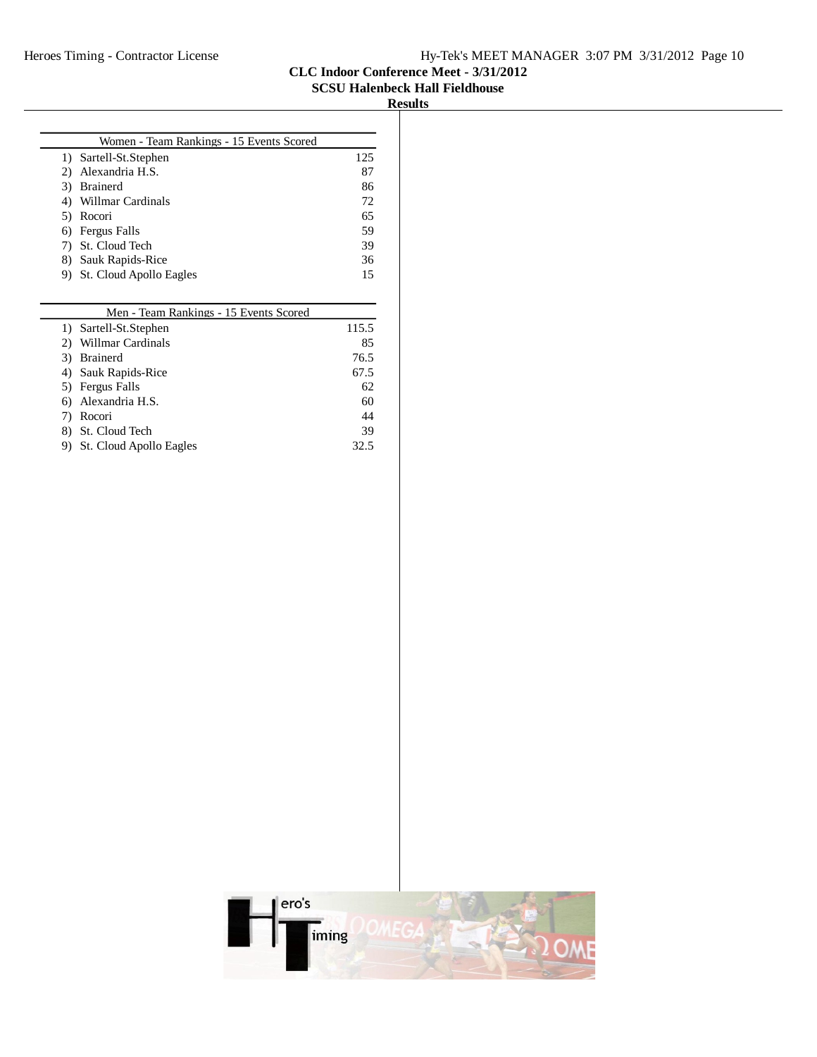## Women - Team Rankings - 15 Events Scored

| | | |
|---|---|---|
| 1) | Sartell-St.Stephen | 125 |
| 2) | Alexandria H.S. | 87 |
| 3) | Brainerd | 86 |
| 4) | Willmar Cardinals | 72 |
| 5) | Rocori | 65 |
| 6) | Fergus Falls | 59 |
| 7) | St. Cloud Tech | 39 |
| 8) | Sauk Rapids-Rice | 36 |
| 9) | St. Cloud Apollo Eagles | 15 |

## Men - Team Rankings - 15 Events Scored

| | | |
|---|---|---|
| 1) | Sartell-St.Stephen | 115.5 |
| 2) | Willmar Cardinals | 85 |
| 3) | Brainerd | 76.5 |
| 4) | Sauk Rapids-Rice | 67.5 |
| 5) | Fergus Falls | 62 |
| 6) | Alexandria H.S. | 60 |
| 7) | Rocori | 44 |
| 8) | St. Cloud Tech | 39 |
| 9) | St. Cloud Apollo Eagles | 32.5 |